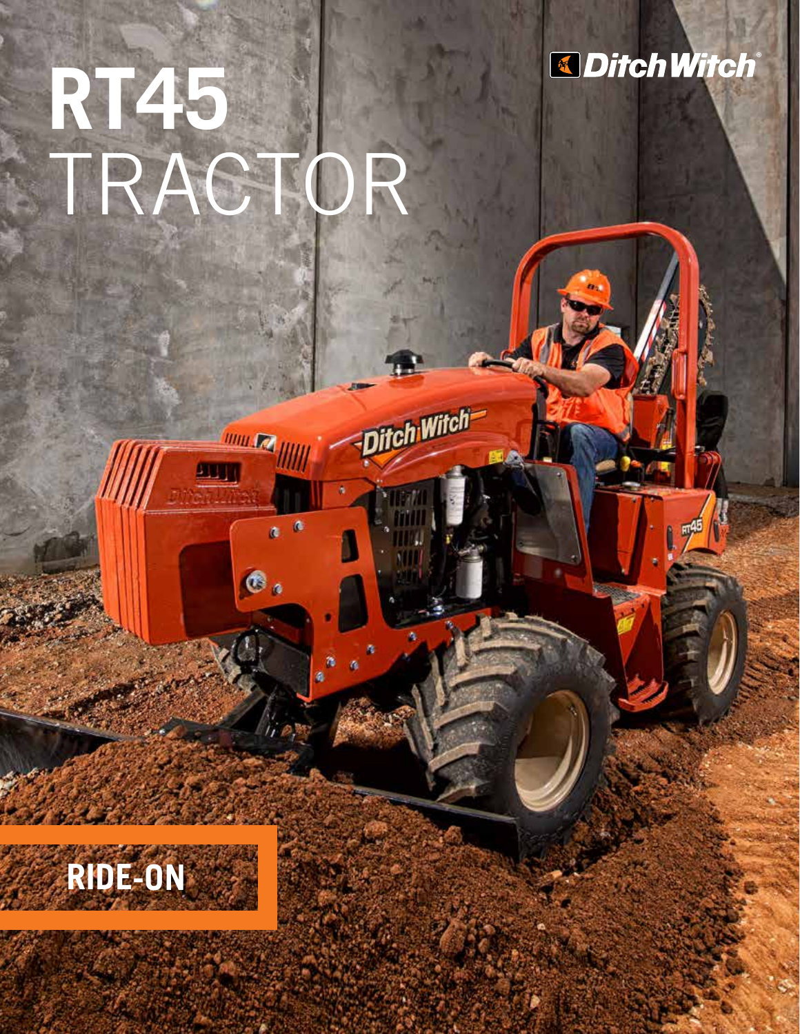# RT45 TRACTOR

Ditch Witch®

## RIDE-ON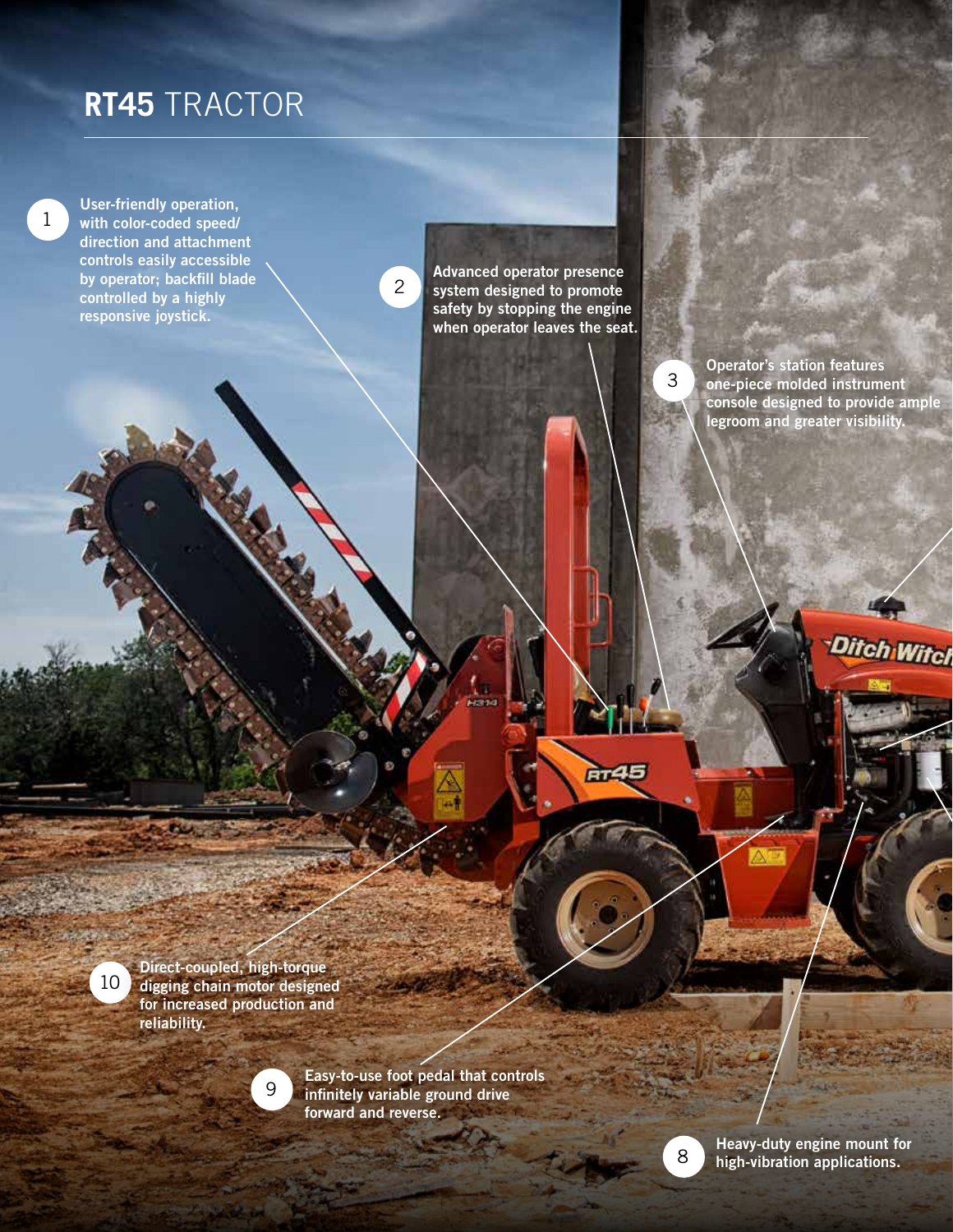# **RT45** TRACTOR

1. User-friendly operation, with color-coded speed/ direction and attachment controls easily accessible by operator; backfill blade controlled by a highly responsive joystick.

2. Advanced operator presence system designed to promote safety by stopping the engine when operator leaves the seat.

3. Operator's station features one-piece molded instrument console designed to provide ample legroom and greater visibility.

8. Heavy-duty engine mount for high-vibration applications.

9. Easy-to-use foot pedal that controls infinitely variable ground drive forward and reverse.

10. Direct-coupled, high-torque digging chain motor designed for increased production and reliability.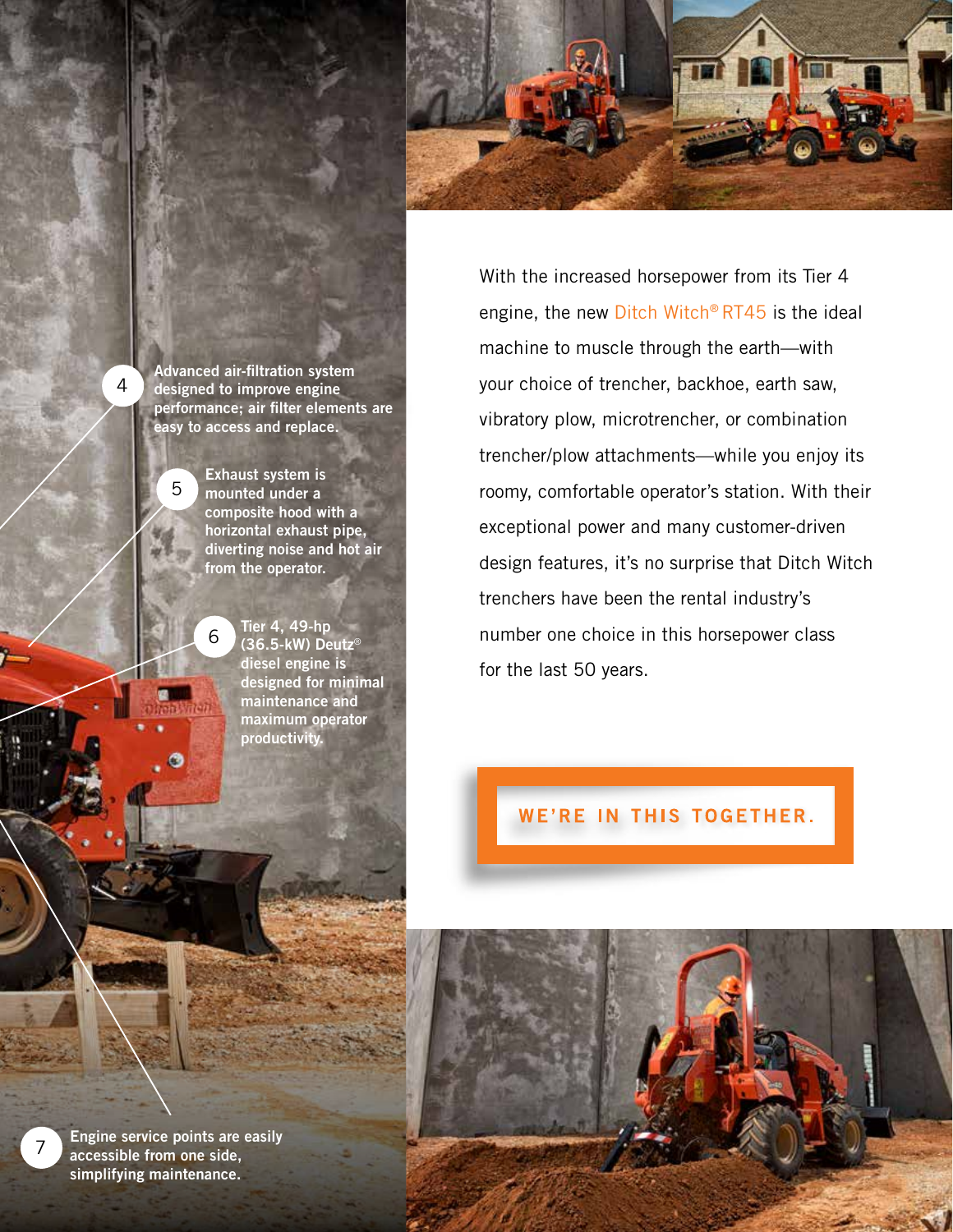4 Advanced air-filtration system designed to improve engine performance; air filter elements are easy to access and replace.

5 Exhaust system is mounted under a composite hood with a horizontal exhaust pipe, diverting noise and hot air from the operator.

6 Tier 4, 49-hp (36.5-kW) Deutz® diesel engine is designed for minimal maintenance and maximum operator productivity.

7 Engine service points are easily accessible from one side, simplifying maintenance.

With the increased horsepower from its Tier 4 engine, the new Ditch Witch® RT45 is the ideal machine to muscle through the earth—with your choice of trencher, backhoe, earth saw, vibratory plow, microtrencher, or combination trencher/plow attachments—while you enjoy its roomy, comfortable operator's station. With their exceptional power and many customer-driven design features, it's no surprise that Ditch Witch trenchers have been the rental industry's number one choice in this horsepower class for the last 50 years.

**WE'RE IN THIS TOGETHER.**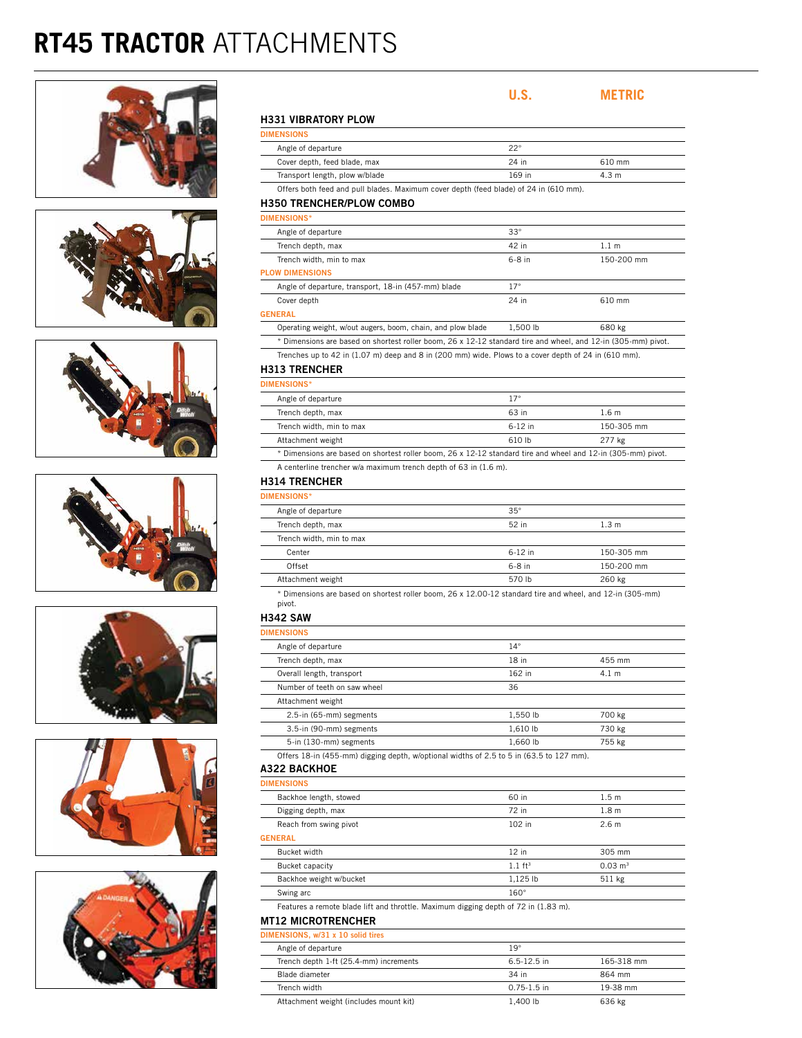# RT45 TRACTOR ATTACHMENTS

### H331 VIBRATORY PLOW

| | U.S. | METRIC |
|---|---|---|
| **DIMENSIONS** | | |
| Angle of departure | 22° | |
| Cover depth, feed blade, max | 24 in | 610 mm |
| Transport length, plow w/blade | 169 in | 4.3 m |

Offers both feed and pull blades. Maximum cover depth (feed blade) of 24 in (610 mm).

### H350 TRENCHER/PLOW COMBO

| | U.S. | METRIC |
|---|---|---|
| **DIMENSIONS*** | | |
| Angle of departure | 33° | |
| Trench depth, max | 42 in | 1.1 m |
| Trench width, min to max | 6-8 in | 150-200 mm |
| **PLOW DIMENSIONS** | | |
| Angle of departure, transport, 18-in (457-mm) blade | 17° | |
| Cover depth | 24 in | 610 mm |
| **GENERAL** | | |
| Operating weight, w/out augers, boom, chain, and plow blade | 1,500 lb | 680 kg |

* Dimensions are based on shortest roller boom, 26 x 12-12 standard tire and wheel, and 12-in (305-mm) pivot.

Trenches up to 42 in (1.07 m) deep and 8 in (200 mm) wide. Plows to a cover depth of 24 in (610 mm).

### H313 TRENCHER

| | U.S. | METRIC |
|---|---|---|
| **DIMENSIONS*** | | |
| Angle of departure | 17° | |
| Trench depth, max | 63 in | 1.6 m |
| Trench width, min to max | 6-12 in | 150-305 mm |
| Attachment weight | 610 lb | 277 kg |

* Dimensions are based on shortest roller boom, 26 x 12-12 standard tire and wheel and 12-in (305-mm) pivot.

A centerline trencher w/a maximum trench depth of 63 in (1.6 m).

### H314 TRENCHER

| | U.S. | METRIC |
|---|---|---|
| **DIMENSIONS*** | | |
| Angle of departure | 35° | |
| Trench depth, max | 52 in | 1.3 m |
| Trench width, min to max | | |
| Center | 6-12 in | 150-305 mm |
| Offset | 6-8 in | 150-200 mm |
| Attachment weight | 570 lb | 260 kg |

* Dimensions are based on shortest roller boom, 26 x 12.00-12 standard tire and wheel, and 12-in (305-mm) pivot.

### H342 SAW

| | U.S. | METRIC |
|---|---|---|
| **DIMENSIONS** | | |
| Angle of departure | 14° | |
| Trench depth, max | 18 in | 455 mm |
| Overall length, transport | 162 in | 4.1 m |
| Number of teeth on saw wheel | 36 | |
| Attachment weight | | |
| 2.5-in (65-mm) segments | 1,550 lb | 700 kg |
| 3.5-in (90-mm) segments | 1,610 lb | 730 kg |
| 5-in (130-mm) segments | 1,660 lb | 755 kg |

Offers 18-in (455-mm) digging depth, w/optional widths of 2.5 to 5 in (63.5 to 127 mm).

### A322 BACKHOE

| | U.S. | METRIC |
|---|---|---|
| **DIMENSIONS** | | |
| Backhoe length, stowed | 60 in | 1.5 m |
| Digging depth, max | 72 in | 1.8 m |
| Reach from swing pivot | 102 in | 2.6 m |
| **GENERAL** | | |
| Bucket width | 12 in | 305 mm |
| Bucket capacity | 1.1 ft³ | 0.03 m³ |
| Backhoe weight w/bucket | 1,125 lb | 511 kg |
| Swing arc | 160° | |

Features a remote blade lift and throttle. Maximum digging depth of 72 in (1.83 m).

### MT12 MICROTRENCHER

| | U.S. | METRIC |
|---|---|---|
| **DIMENSIONS, w/31 x 10 solid tires** | | |
| Angle of departure | 19° | |
| Trench depth 1-ft (25.4-mm) increments | 6.5-12.5 in | 165-318 mm |
| Blade diameter | 34 in | 864 mm |
| Trench width | 0.75-1.5 in | 19-38 mm |
| Attachment weight (includes mount kit) | 1,400 lb | 636 kg |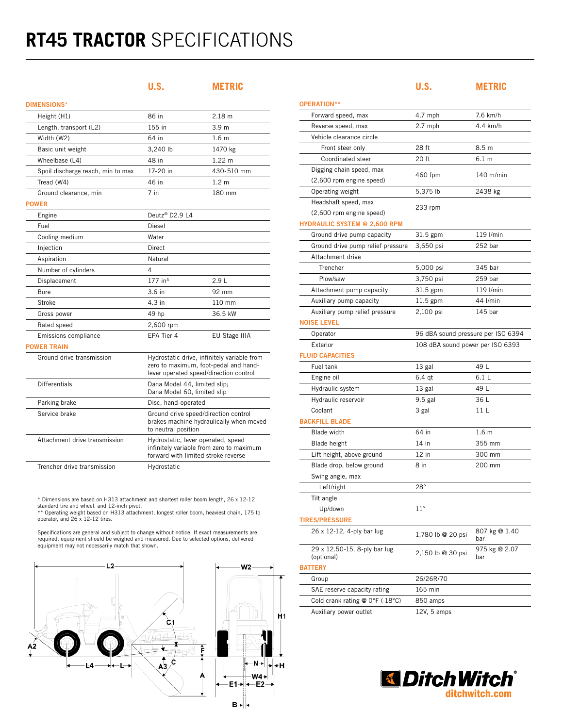# RT45 TRACTOR SPECIFICATIONS

| | U.S. | METRIC |
|---|---|---|
| **DIMENSIONS*** | | |
| Height (H1) | 86 in | 2.18 m |
| Length, transport (L2) | 155 in | 3.9 m |
| Width (W2) | 64 in | 1.6 m |
| Basic unit weight | 3,240 lb | 1470 kg |
| Wheelbase (L4) | 48 in | 1.22 m |
| Spoil discharge reach, min to max | 17-20 in | 430-510 mm |
| Tread (W4) | 46 in | 1.2 m |
| Ground clearance, min | 7 in | 180 mm |
| **POWER** | | |
| Engine | Deutz® D2.9 L4 | |
| Fuel | Diesel | |
| Cooling medium | Water | |
| Injection | Direct | |
| Aspiration | Natural | |
| Number of cylinders | 4 | |
| Displacement | 177 in³ | 2.9 L |
| Bore | 3.6 in | 92 mm |
| Stroke | 4.3 in | 110 mm |
| Gross power | 49 hp | 36.5 kW |
| Rated speed | 2,600 rpm | |
| Emissions compliance | EPA Tier 4 | EU Stage IIIA |
| **POWER TRAIN** | | |
| Ground drive transmission | Hydrostatic drive, infinitely variable from zero to maximum, foot-pedal and hand-lever operated speed/direction control | |
| Differentials | Dana Model 44, limited slip; Dana Model 60, limited slip | |
| Parking brake | Disc, hand-operated | |
| Service brake | Ground drive speed/direction control brakes machine hydraulically when moved to neutral position | |
| Attachment drive transmission | Hydrostatic, lever operated, speed infinitely variable from zero to maximum forward with limited stroke reverse | |
| Trencher drive transmission | Hydrostatic | |

\* Dimensions are based on H313 attachment and shortest roller boom length, 26 x 12-12 standard tire and wheel, and 12-inch pivot.
\*\* Operating weight based on H313 attachment, longest roller boom, heaviest chain, 175 lb operator, and 26 x 12-12 tires.

Specifications are general and subject to change without notice. If exact measurements are required, equipment should be weighed and measured. Due to selected options, delivered equipment may not necessarily match that shown.

| | U.S. | METRIC |
|---|---|---|
| **OPERATION**** | | |
| Forward speed, max | 4.7 mph | 7.6 km/h |
| Reverse speed, max | 2.7 mph | 4.4 km/h |
| Vehicle clearance circle | | |
| Front steer only | 28 ft | 8.5 m |
| Coordinated steer | 20 ft | 6.1 m |
| Digging chain speed, max (2,600 rpm engine speed) | 460 fpm | 140 m/min |
| Operating weight | 5,375 lb | 2438 kg |
| Headshaft speed, max (2,600 rpm engine speed) | 233 rpm | |
| **HYDRAULIC SYSTEM @ 2,600 RPM** | | |
| Ground drive pump capacity | 31.5 gpm | 119 l/min |
| Ground drive pump relief pressure | 3,650 psi | 252 bar |
| Attachment drive | | |
| Trencher | 5,000 psi | 345 bar |
| Plow/saw | 3,750 psi | 259 bar |
| Attachment pump capacity | 31.5 gpm | 119 l/min |
| Auxiliary pump capacity | 11.5 gpm | 44 l/min |
| Auxiliary pump relief pressure | 2,100 psi | 145 bar |
| **NOISE LEVEL** | | |
| Operator | 96 dBA sound pressure per ISO 6394 | |
| Exterior | 108 dBA sound power per ISO 6393 | |
| **FLUID CAPACITIES** | | |
| Fuel tank | 13 gal | 49 L |
| Engine oil | 6.4 qt | 6.1 L |
| Hydraulic system | 13 gal | 49 L |
| Hydraulic reservoir | 9.5 gal | 36 L |
| Coolant | 3 gal | 11 L |
| **BACKFILL BLADE** | | |
| Blade width | 64 in | 1.6 m |
| Blade height | 14 in | 355 mm |
| Lift height, above ground | 12 in | 300 mm |
| Blade drop, below ground | 8 in | 200 mm |
| Swing angle, max | | |
| Left/right | 28° | |
| Tilt angle | | |
| Up/down | 11° | |
| **TIRES/PRESSURE** | | |
| 26 x 12-12, 4-ply bar lug | 1,780 lb @ 20 psi | 807 kg @ 1.40 bar |
| 29 x 12.50-15, 8-ply bar lug (optional) | 2,150 lb @ 30 psi | 975 kg @ 2.07 bar |
| **BATTERY** | | |
| Group | 26/26R/70 | |
| SAE reserve capacity rating | 165 min | |
| Cold crank rating @ 0°F (-18°C) | 850 amps | |
| Auxiliary power outlet | 12V, 5 amps | |

DitchWitch®
ditchwitch.com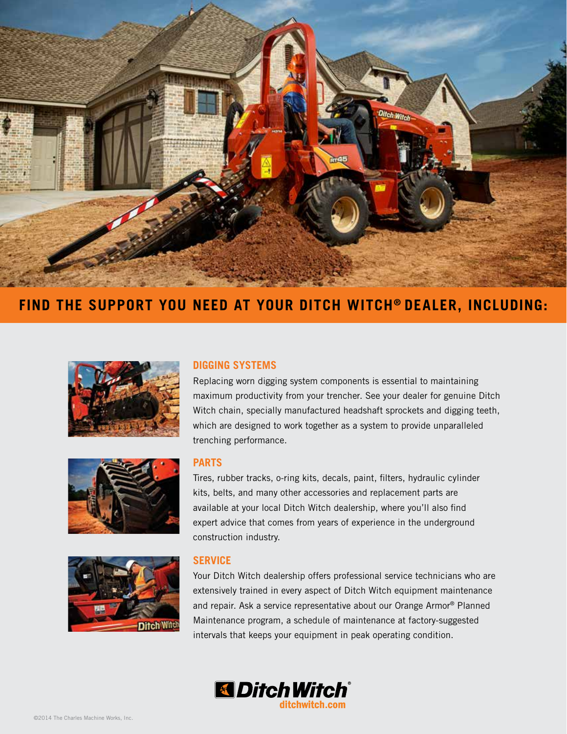## FIND THE SUPPORT YOU NEED AT YOUR DITCH WITCH® DEALER, INCLUDING:

### DIGGING SYSTEMS

Replacing worn digging system components is essential to maintaining maximum productivity from your trencher. See your dealer for genuine Ditch Witch chain, specially manufactured headshaft sprockets and digging teeth, which are designed to work together as a system to provide unparalleled trenching performance.

### PARTS

Tires, rubber tracks, o-ring kits, decals, paint, filters, hydraulic cylinder kits, belts, and many other accessories and replacement parts are available at your local Ditch Witch dealership, where you'll also find expert advice that comes from years of experience in the underground construction industry.

### SERVICE

Your Ditch Witch dealership offers professional service technicians who are extensively trained in every aspect of Ditch Witch equipment maintenance and repair. Ask a service representative about our Orange Armor® Planned Maintenance program, a schedule of maintenance at factory-suggested intervals that keeps your equipment in peak operating condition.

Ditch Witch®
ditchwitch.com

©2014 The Charles Machine Works, Inc.